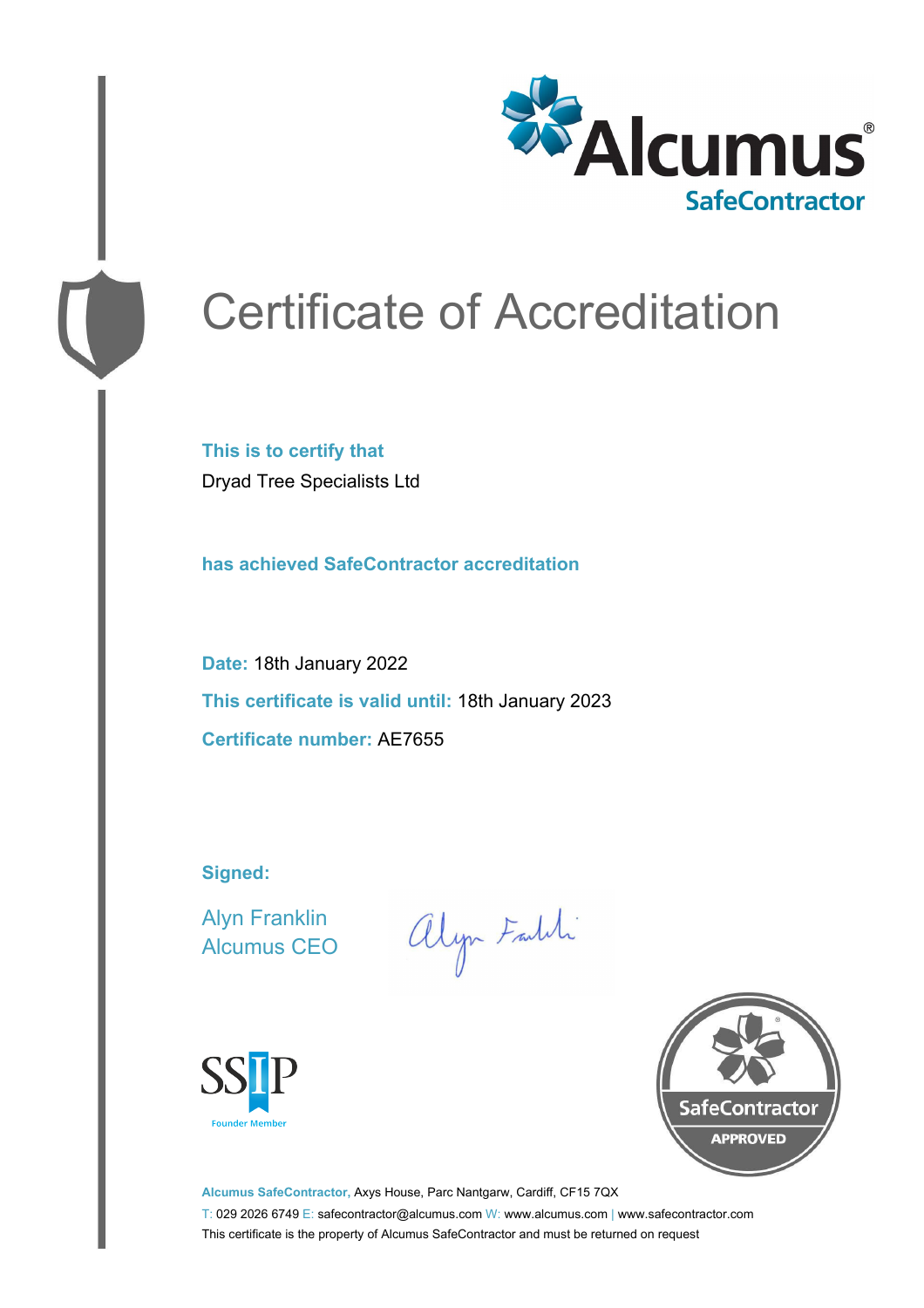Alcumus®
SafeContractor

# Certificate of Accreditation

**This is to certify that**

Dryad Tree Specialists Ltd

**has achieved SafeContractor accreditation**

**Date:** 18th January 2022

**This certificate is valid until:** 18th January 2023

**Certificate number:** AE7655

**Signed:**

Alyn Franklin
Alcumus CEO

SSIP
Founder Member

SafeContractor
APPROVED

**Alcumus SafeContractor,** Axys House, Parc Nantgarw, Cardiff, CF15 7QX

T: 029 2026 6749 E: safecontractor@alcumus.com W: www.alcumus.com | www.safecontractor.com

This certificate is the property of Alcumus SafeContractor and must be returned on request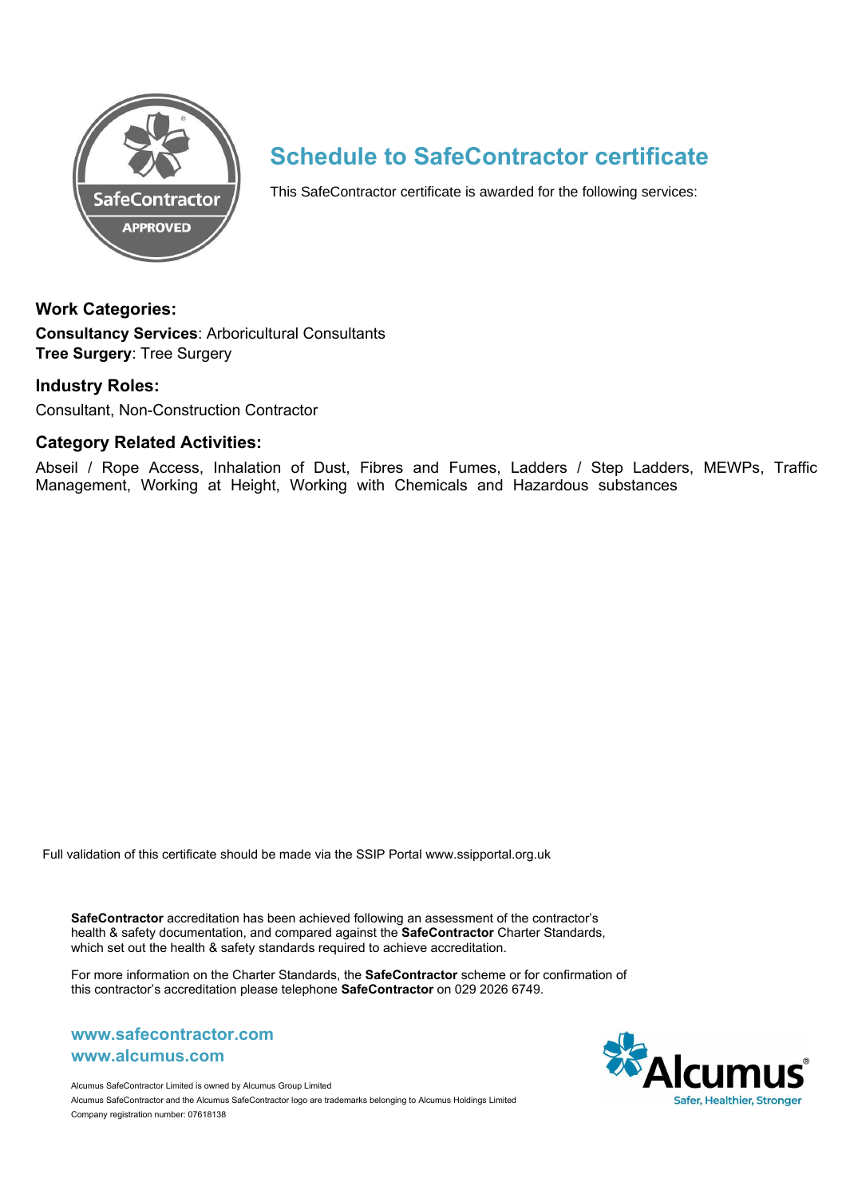# Schedule to SafeContractor certificate

This SafeContractor certificate is awarded for the following services:

## Work Categories:

**Consultancy Services**: Arboricultural Consultants
**Tree Surgery**: Tree Surgery

## Industry Roles:

Consultant, Non-Construction Contractor

## Category Related Activities:

Abseil / Rope Access, Inhalation of Dust, Fibres and Fumes, Ladders / Step Ladders, MEWPs, Traffic Management, Working at Height, Working with Chemicals and Hazardous substances

Full validation of this certificate should be made via the SSIP Portal www.ssipportal.org.uk

**SafeContractor** accreditation has been achieved following an assessment of the contractor's health & safety documentation, and compared against the **SafeContractor** Charter Standards, which set out the health & safety standards required to achieve accreditation.

For more information on the Charter Standards, the **SafeContractor** scheme or for confirmation of this contractor's accreditation please telephone **SafeContractor** on 029 2026 6749.

**www.safecontractor.com**
**www.alcumus.com**

Alcumus SafeContractor Limited is owned by Alcumus Group Limited
Alcumus SafeContractor and the Alcumus SafeContractor logo are trademarks belonging to Alcumus Holdings Limited
Company registration number: 07618138

Alcumus®
Safer, Healthier, Stronger